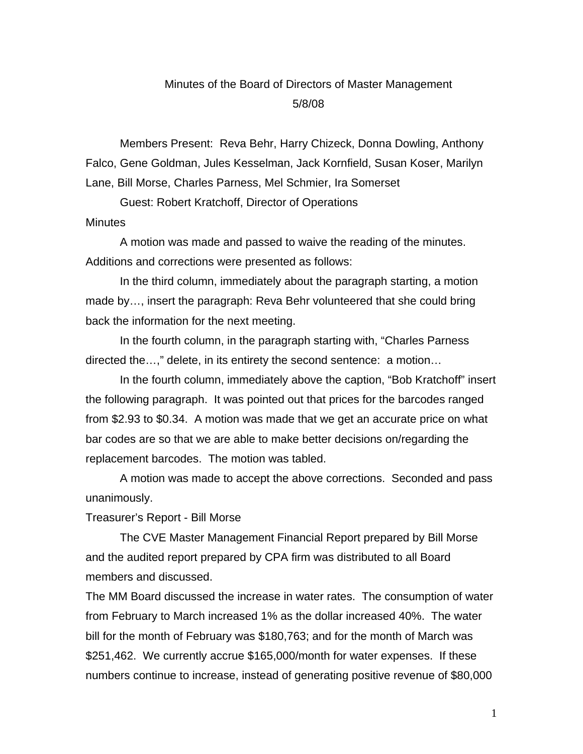# Minutes of the Board of Directors of Master Management

5/8/08

Members Present: Reva Behr, Harry Chizeck, Donna Dowling, Anthony Falco, Gene Goldman, Jules Kesselman, Jack Kornfield, Susan Koser, Marilyn Lane, Bill Morse, Charles Parness, Mel Schmier, Ira Somerset

Guest: Robert Kratchoff, Director of Operations

## Minutes

A motion was made and passed to waive the reading of the minutes. Additions and corrections were presented as follows:

In the third column, immediately about the paragraph starting, a motion made by…, insert the paragraph: Reva Behr volunteered that she could bring back the information for the next meeting.

In the fourth column, in the paragraph starting with, "Charles Parness directed the…," delete, in its entirety the second sentence: a motion…

In the fourth column, immediately above the caption, "Bob Kratchoff" insert the following paragraph. It was pointed out that prices for the barcodes ranged from $2.93 to $0.34. A motion was made that we get an accurate price on what bar codes are so that we are able to make better decisions on/regarding the replacement barcodes. The motion was tabled.

A motion was made to accept the above corrections. Seconded and pass unanimously.

## Treasurer's Report - Bill Morse

The CVE Master Management Financial Report prepared by Bill Morse and the audited report prepared by CPA firm was distributed to all Board members and discussed.

The MM Board discussed the increase in water rates. The consumption of water from February to March increased 1% as the dollar increased 40%. The water bill for the month of February was $180,763; and for the month of March was $251,462. We currently accrue $165,000/month for water expenses. If these numbers continue to increase, instead of generating positive revenue of $80,000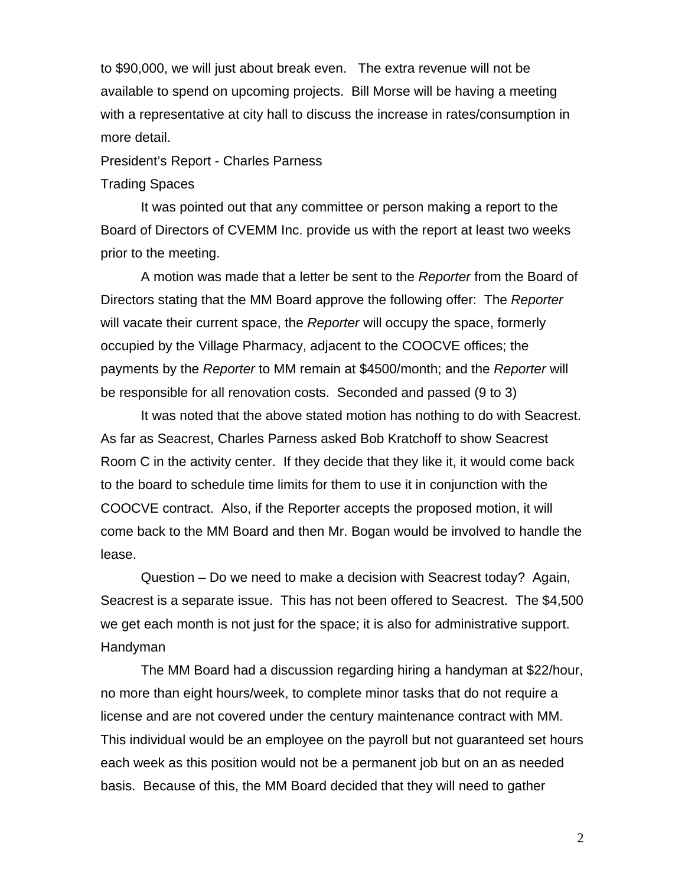to $90,000, we will just about break even. The extra revenue will not be available to spend on upcoming projects. Bill Morse will be having a meeting with a representative at city hall to discuss the increase in rates/consumption in more detail.

President's Report - Charles Parness

Trading Spaces

It was pointed out that any committee or person making a report to the Board of Directors of CVEMM Inc. provide us with the report at least two weeks prior to the meeting.

A motion was made that a letter be sent to the *Reporter* from the Board of Directors stating that the MM Board approve the following offer: The *Reporter* will vacate their current space, the *Reporter* will occupy the space, formerly occupied by the Village Pharmacy, adjacent to the COOCVE offices; the payments by the *Reporter* to MM remain at $4500/month; and the *Reporter* will be responsible for all renovation costs. Seconded and passed (9 to 3)

It was noted that the above stated motion has nothing to do with Seacrest. As far as Seacrest, Charles Parness asked Bob Kratchoff to show Seacrest Room C in the activity center. If they decide that they like it, it would come back to the board to schedule time limits for them to use it in conjunction with the COOCVE contract. Also, if the Reporter accepts the proposed motion, it will come back to the MM Board and then Mr. Bogan would be involved to handle the lease.

Question – Do we need to make a decision with Seacrest today? Again, Seacrest is a separate issue. This has not been offered to Seacrest. The $4,500 we get each month is not just for the space; it is also for administrative support.

Handyman

The MM Board had a discussion regarding hiring a handyman at $22/hour, no more than eight hours/week, to complete minor tasks that do not require a license and are not covered under the century maintenance contract with MM. This individual would be an employee on the payroll but not guaranteed set hours each week as this position would not be a permanent job but on an as needed basis. Because of this, the MM Board decided that they will need to gather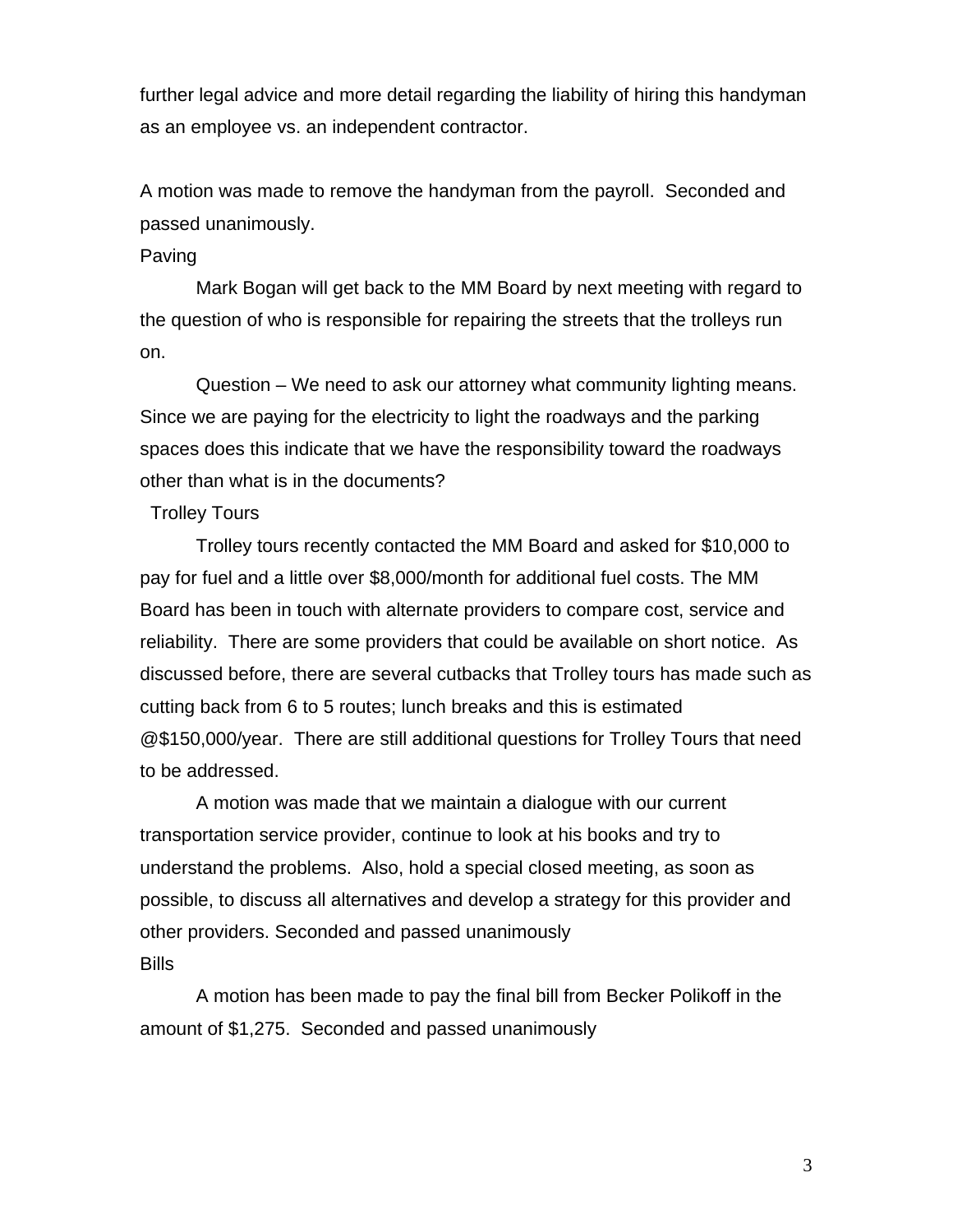further legal advice and more detail regarding the liability of hiring this handyman as an employee vs. an independent contractor.

A motion was made to remove the handyman from the payroll. Seconded and passed unanimously.

Paving

Mark Bogan will get back to the MM Board by next meeting with regard to the question of who is responsible for repairing the streets that the trolleys run on.

Question – We need to ask our attorney what community lighting means. Since we are paying for the electricity to light the roadways and the parking spaces does this indicate that we have the responsibility toward the roadways other than what is in the documents?

Trolley Tours

Trolley tours recently contacted the MM Board and asked for $10,000 to pay for fuel and a little over $8,000/month for additional fuel costs. The MM Board has been in touch with alternate providers to compare cost, service and reliability. There are some providers that could be available on short notice. As discussed before, there are several cutbacks that Trolley tours has made such as cutting back from 6 to 5 routes; lunch breaks and this is estimated @$150,000/year. There are still additional questions for Trolley Tours that need to be addressed.

A motion was made that we maintain a dialogue with our current transportation service provider, continue to look at his books and try to understand the problems. Also, hold a special closed meeting, as soon as possible, to discuss all alternatives and develop a strategy for this provider and other providers. Seconded and passed unanimously

Bills

A motion has been made to pay the final bill from Becker Polikoff in the amount of $1,275. Seconded and passed unanimously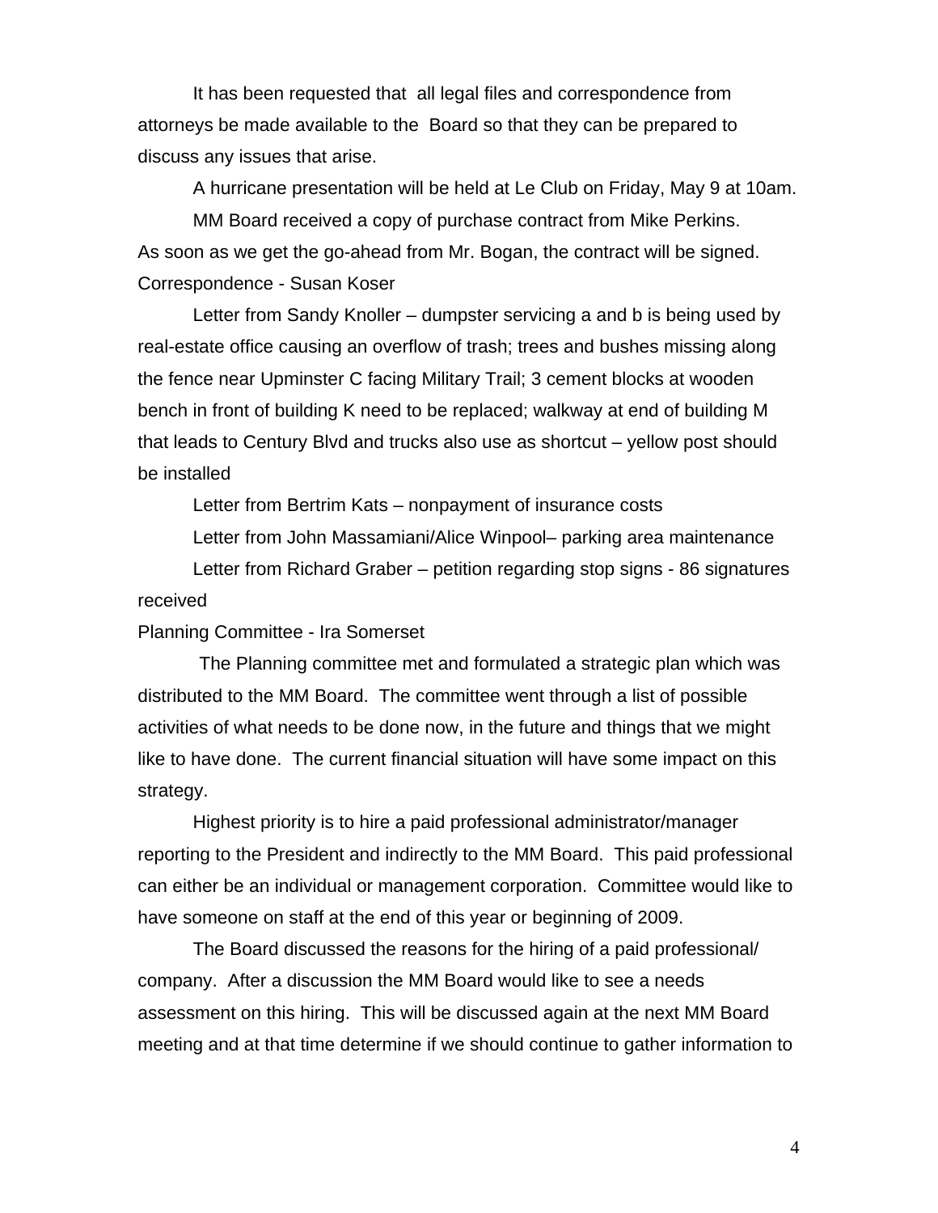It has been requested that all legal files and correspondence from attorneys be made available to the Board so that they can be prepared to discuss any issues that arise.

A hurricane presentation will be held at Le Club on Friday, May 9 at 10am.

MM Board received a copy of purchase contract from Mike Perkins. As soon as we get the go-ahead from Mr. Bogan, the contract will be signed.

Correspondence - Susan Koser

Letter from Sandy Knoller – dumpster servicing a and b is being used by real-estate office causing an overflow of trash; trees and bushes missing along the fence near Upminster C facing Military Trail; 3 cement blocks at wooden bench in front of building K need to be replaced; walkway at end of building M that leads to Century Blvd and trucks also use as shortcut – yellow post should be installed

Letter from Bertrim Kats – nonpayment of insurance costs

Letter from John Massamiani/Alice Winpool– parking area maintenance

Letter from Richard Graber – petition regarding stop signs - 86 signatures received

Planning Committee - Ira Somerset

The Planning committee met and formulated a strategic plan which was distributed to the MM Board. The committee went through a list of possible activities of what needs to be done now, in the future and things that we might like to have done. The current financial situation will have some impact on this strategy.

Highest priority is to hire a paid professional administrator/manager reporting to the President and indirectly to the MM Board. This paid professional can either be an individual or management corporation. Committee would like to have someone on staff at the end of this year or beginning of 2009.

The Board discussed the reasons for the hiring of a paid professional/ company. After a discussion the MM Board would like to see a needs assessment on this hiring. This will be discussed again at the next MM Board meeting and at that time determine if we should continue to gather information to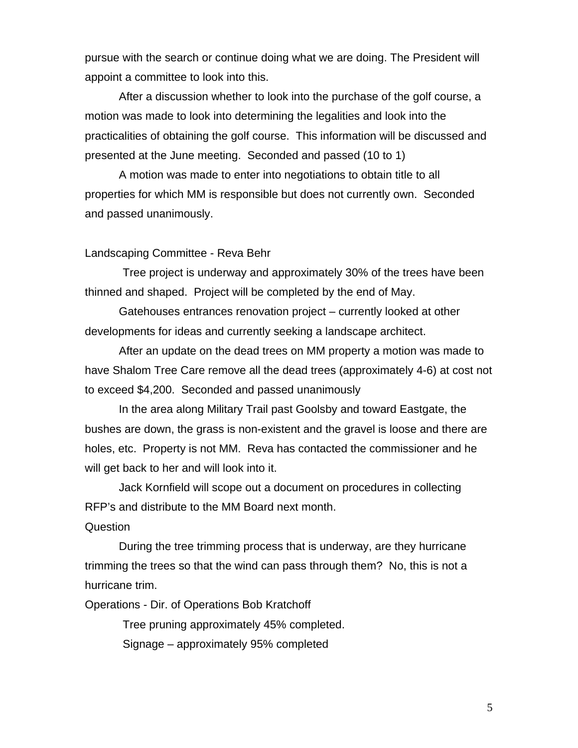pursue with the search or continue doing what we are doing. The President will appoint a committee to look into this.

After a discussion whether to look into the purchase of the golf course, a motion was made to look into determining the legalities and look into the practicalities of obtaining the golf course. This information will be discussed and presented at the June meeting. Seconded and passed (10 to 1)

A motion was made to enter into negotiations to obtain title to all properties for which MM is responsible but does not currently own. Seconded and passed unanimously.

Landscaping Committee - Reva Behr

Tree project is underway and approximately 30% of the trees have been thinned and shaped. Project will be completed by the end of May.

Gatehouses entrances renovation project – currently looked at other developments for ideas and currently seeking a landscape architect.

After an update on the dead trees on MM property a motion was made to have Shalom Tree Care remove all the dead trees (approximately 4-6) at cost not to exceed $4,200. Seconded and passed unanimously

In the area along Military Trail past Goolsby and toward Eastgate, the bushes are down, the grass is non-existent and the gravel is loose and there are holes, etc. Property is not MM. Reva has contacted the commissioner and he will get back to her and will look into it.

Jack Kornfield will scope out a document on procedures in collecting RFP's and distribute to the MM Board next month.

Question

During the tree trimming process that is underway, are they hurricane trimming the trees so that the wind can pass through them? No, this is not a hurricane trim.

Operations - Dir. of Operations Bob Kratchoff

Tree pruning approximately 45% completed.

Signage – approximately 95% completed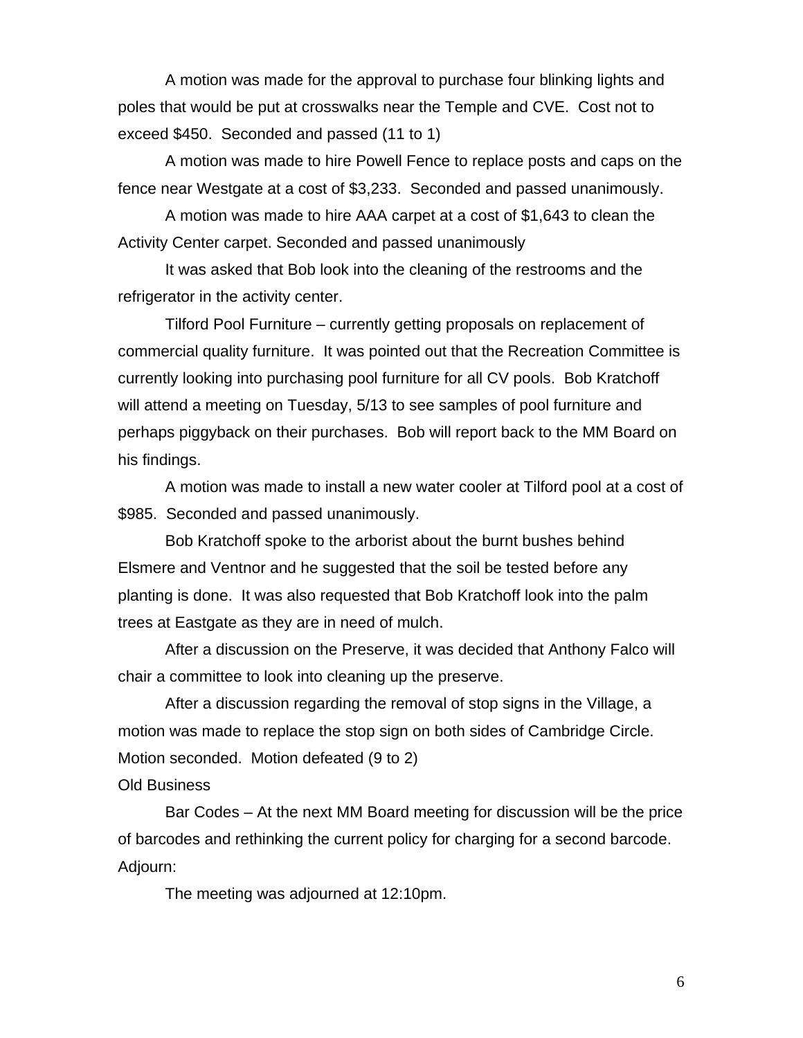A motion was made for the approval to purchase four blinking lights and poles that would be put at crosswalks near the Temple and CVE. Cost not to exceed $450. Seconded and passed (11 to 1)

A motion was made to hire Powell Fence to replace posts and caps on the fence near Westgate at a cost of $3,233. Seconded and passed unanimously.

A motion was made to hire AAA carpet at a cost of $1,643 to clean the Activity Center carpet. Seconded and passed unanimously

It was asked that Bob look into the cleaning of the restrooms and the refrigerator in the activity center.

Tilford Pool Furniture – currently getting proposals on replacement of commercial quality furniture. It was pointed out that the Recreation Committee is currently looking into purchasing pool furniture for all CV pools. Bob Kratchoff will attend a meeting on Tuesday, 5/13 to see samples of pool furniture and perhaps piggyback on their purchases. Bob will report back to the MM Board on his findings.

A motion was made to install a new water cooler at Tilford pool at a cost of $985. Seconded and passed unanimously.

Bob Kratchoff spoke to the arborist about the burnt bushes behind Elsmere and Ventnor and he suggested that the soil be tested before any planting is done. It was also requested that Bob Kratchoff look into the palm trees at Eastgate as they are in need of mulch.

After a discussion on the Preserve, it was decided that Anthony Falco will chair a committee to look into cleaning up the preserve.

After a discussion regarding the removal of stop signs in the Village, a motion was made to replace the stop sign on both sides of Cambridge Circle. Motion seconded. Motion defeated (9 to 2)

Old Business

Bar Codes – At the next MM Board meeting for discussion will be the price of barcodes and rethinking the current policy for charging for a second barcode.

Adjourn:

The meeting was adjourned at 12:10pm.